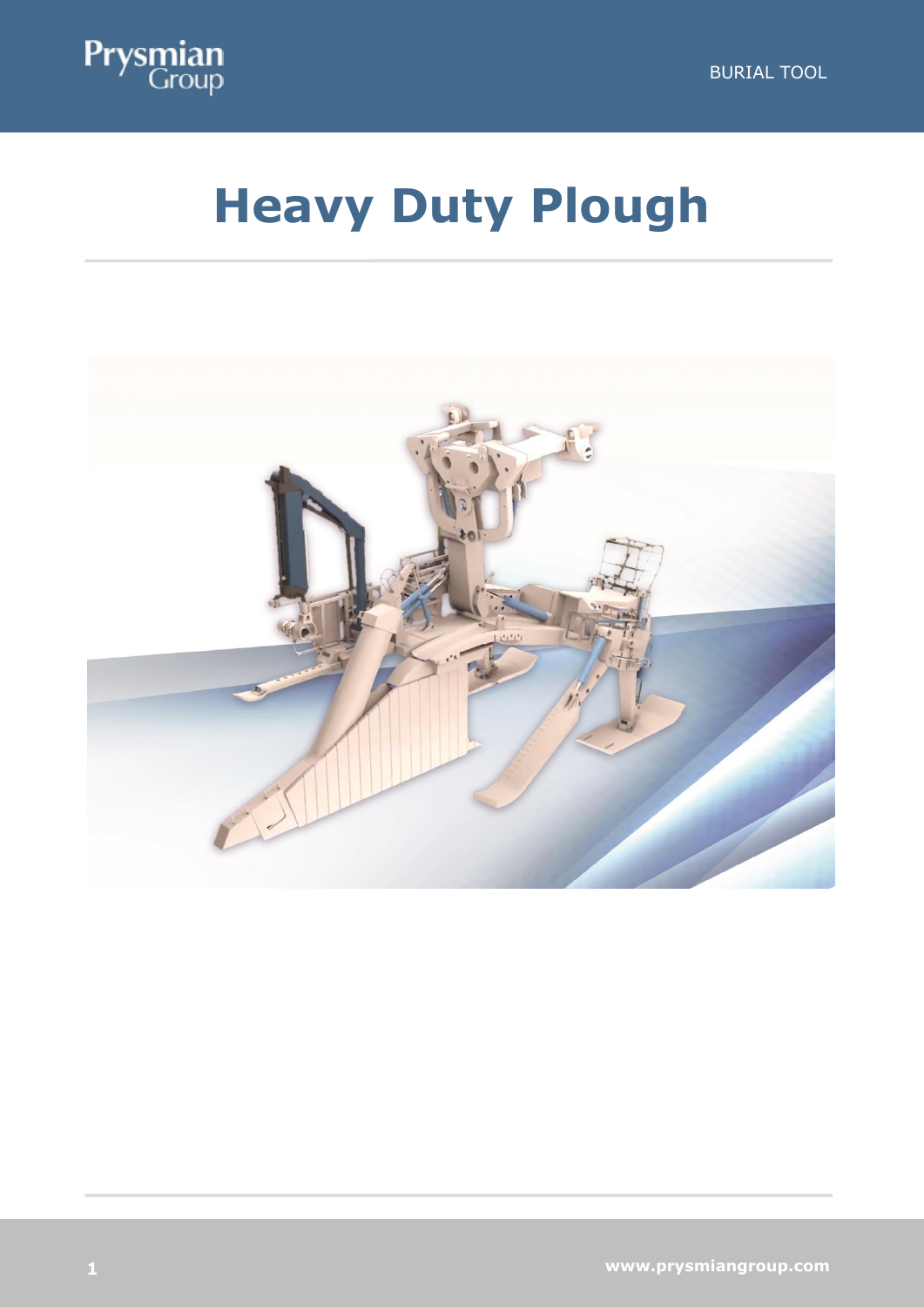# Heavy Duty Plough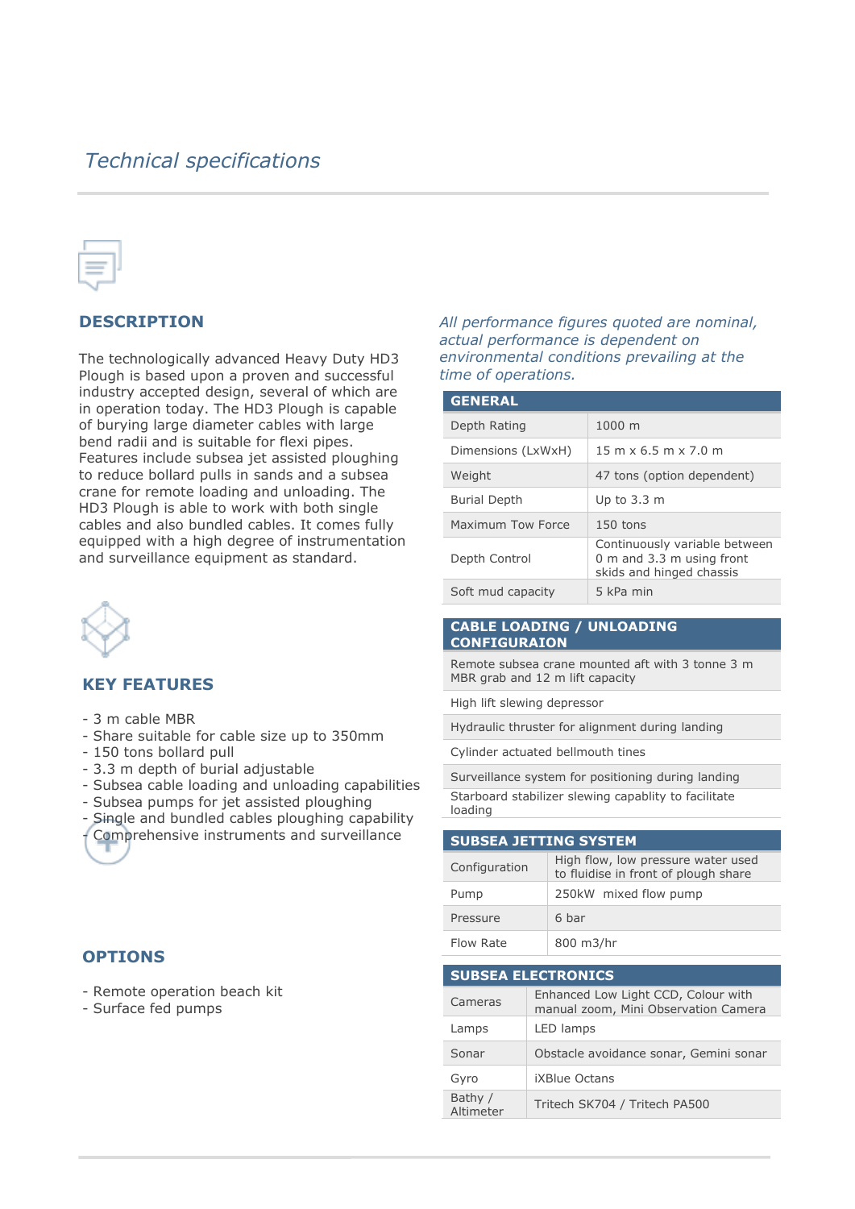# Technical specifications

## DESCRIPTION

The technologically advanced Heavy Duty HD3 Plough is based upon a proven and successful industry accepted design, several of which are in operation today. The HD3 Plough is capable of burying large diameter cables with large bend radii and is suitable for flexi pipes. Features include subsea jet assisted ploughing to reduce bollard pulls in sands and a subsea crane for remote loading and unloading. The HD3 Plough is able to work with both single cables and also bundled cables. It comes fully equipped with a high degree of instrumentation and surveillance equipment as standard.

## KEY FEATURES

- 3 m cable MBR
- Share suitable for cable size up to 350mm
- 150 tons bollard pull
- 3.3 m depth of burial adjustable
- Subsea cable loading and unloading capabilities
- Subsea pumps for jet assisted ploughing
- Single and bundled cables ploughing capability
- Comprehensive instruments and surveillance

## OPTIONS

- Remote operation beach kit
- Surface fed pumps

*All performance figures quoted are nominal, actual performance is dependent on environmental conditions prevailing at the time of operations.*

| GENERAL | |
|---|---|
| Depth Rating | 1000 m |
| Dimensions (LxWxH) | 15 m x 6.5 m x 7.0 m |
| Weight | 47 tons (option dependent) |
| Burial Depth | Up to 3.3 m |
| Maximum Tow Force | 150 tons |
| Depth Control | Continuously variable between 0 m and 3.3 m using front skids and hinged chassis |
| Soft mud capacity | 5 kPa min |

| CABLE LOADING / UNLOADING CONFIGURAION |
|---|
| Remote subsea crane mounted aft with 3 tonne 3 m MBR grab and 12 m lift capacity |
| High lift slewing depressor |
| Hydraulic thruster for alignment during landing |
| Cylinder actuated bellmouth tines |
| Surveillance system for positioning during landing |
| Starboard stabilizer slewing capablity to facilitate loading |

| SUBSEA JETTING SYSTEM | |
|---|---|
| Configuration | High flow, low pressure water used to fluidise in front of plough share |
| Pump | 250kW mixed flow pump |
| Pressure | 6 bar |
| Flow Rate | 800 m3/hr |

| SUBSEA ELECTRONICS | |
|---|---|
| Cameras | Enhanced Low Light CCD, Colour with manual zoom, Mini Observation Camera |
| Lamps | LED lamps |
| Sonar | Obstacle avoidance sonar, Gemini sonar |
| Gyro | iXBlue Octans |
| Bathy / Altimeter | Tritech SK704 / Tritech PA500 |